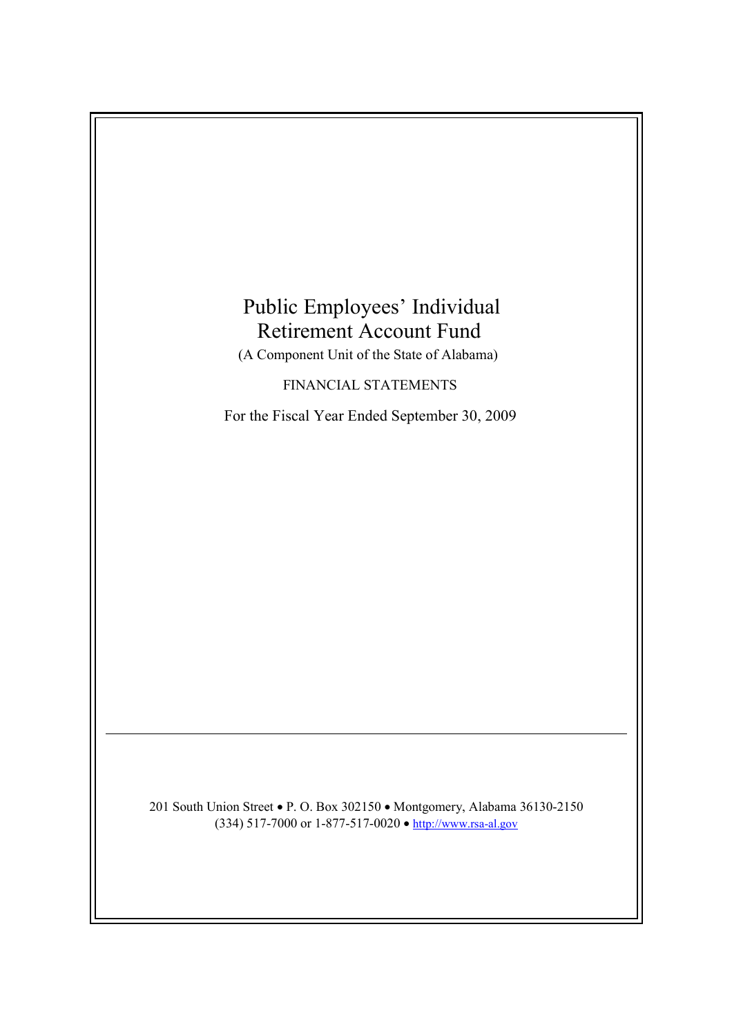# Public Employees' Individual Retirement Account Fund

(A Component Unit of the State of Alabama)

FINANCIAL STATEMENTS

For the Fiscal Year Ended September 30, 2009

---

201 South Union Street • P. O. Box 302150 • Montgomery, Alabama 36130-2150
(334) 517-7000 or 1-877-517-0020 • http://www.rsa-al.gov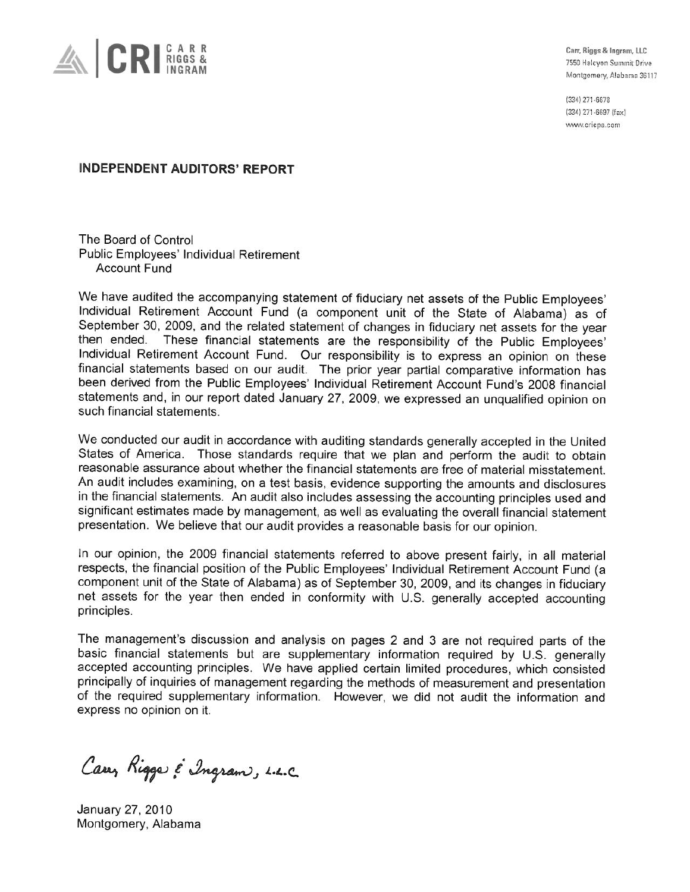CRI CARR RIGGS & INGRAM

Carr, Riggs & Ingram, LLC
7550 Halcyon Summit Drive
Montgomery, Alabama 36117

(334) 271-6678
(334) 271-6697 (fax)
www.cricpa.com

## INDEPENDENT AUDITORS' REPORT

The Board of Control
Public Employees' Individual Retirement
Account Fund

We have audited the accompanying statement of fiduciary net assets of the Public Employees' Individual Retirement Account Fund (a component unit of the State of Alabama) as of September 30, 2009, and the related statement of changes in fiduciary net assets for the year then ended. These financial statements are the responsibility of the Public Employees' Individual Retirement Account Fund. Our responsibility is to express an opinion on these financial statements based on our audit. The prior year partial comparative information has been derived from the Public Employees' Individual Retirement Account Fund's 2008 financial statements and, in our report dated January 27, 2009, we expressed an unqualified opinion on such financial statements.

We conducted our audit in accordance with auditing standards generally accepted in the United States of America. Those standards require that we plan and perform the audit to obtain reasonable assurance about whether the financial statements are free of material misstatement. An audit includes examining, on a test basis, evidence supporting the amounts and disclosures in the financial statements. An audit also includes assessing the accounting principles used and significant estimates made by management, as well as evaluating the overall financial statement presentation. We believe that our audit provides a reasonable basis for our opinion.

In our opinion, the 2009 financial statements referred to above present fairly, in all material respects, the financial position of the Public Employees' Individual Retirement Account Fund (a component unit of the State of Alabama) as of September 30, 2009, and its changes in fiduciary net assets for the year then ended in conformity with U.S. generally accepted accounting principles.

The management's discussion and analysis on pages 2 and 3 are not required parts of the basic financial statements but are supplementary information required by U.S. generally accepted accounting principles. We have applied certain limited procedures, which consisted principally of inquiries of management regarding the methods of measurement and presentation of the required supplementary information. However, we did not audit the information and express no opinion on it.

*Carr, Riggs & Ingram, L.L.C.*

January 27, 2010
Montgomery, Alabama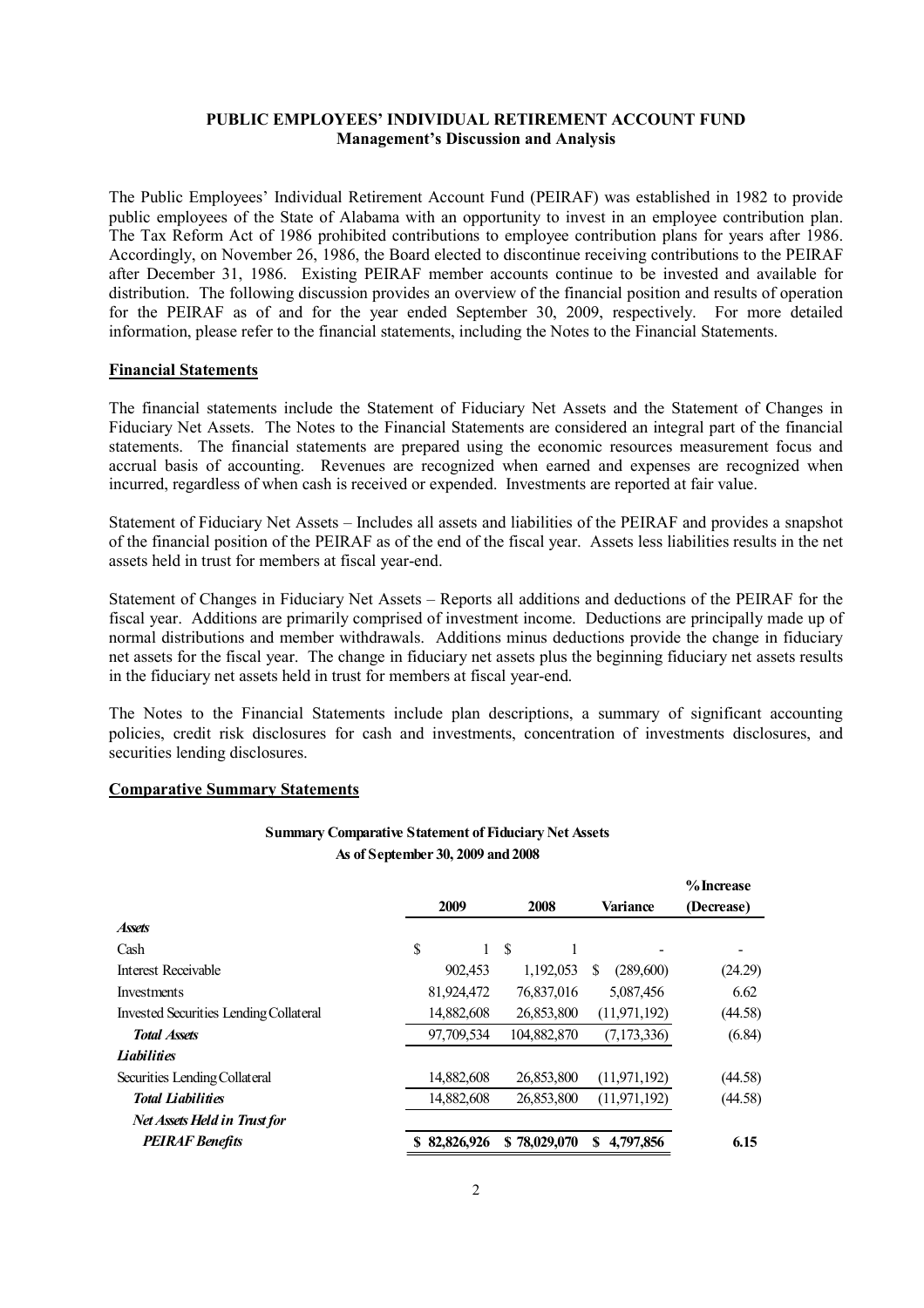# PUBLIC EMPLOYEES' INDIVIDUAL RETIREMENT ACCOUNT FUND

## Management's Discussion and Analysis

The Public Employees' Individual Retirement Account Fund (PEIRAF) was established in 1982 to provide public employees of the State of Alabama with an opportunity to invest in an employee contribution plan. The Tax Reform Act of 1986 prohibited contributions to employee contribution plans for years after 1986. Accordingly, on November 26, 1986, the Board elected to discontinue receiving contributions to the PEIRAF after December 31, 1986. Existing PEIRAF member accounts continue to be invested and available for distribution. The following discussion provides an overview of the financial position and results of operation for the PEIRAF as of and for the year ended September 30, 2009, respectively. For more detailed information, please refer to the financial statements, including the Notes to the Financial Statements.

### Financial Statements

The financial statements include the Statement of Fiduciary Net Assets and the Statement of Changes in Fiduciary Net Assets. The Notes to the Financial Statements are considered an integral part of the financial statements. The financial statements are prepared using the economic resources measurement focus and accrual basis of accounting. Revenues are recognized when earned and expenses are recognized when incurred, regardless of when cash is received or expended. Investments are reported at fair value.

Statement of Fiduciary Net Assets – Includes all assets and liabilities of the PEIRAF and provides a snapshot of the financial position of the PEIRAF as of the end of the fiscal year. Assets less liabilities results in the net assets held in trust for members at fiscal year-end.

Statement of Changes in Fiduciary Net Assets – Reports all additions and deductions of the PEIRAF for the fiscal year. Additions are primarily comprised of investment income. Deductions are principally made up of normal distributions and member withdrawals. Additions minus deductions provide the change in fiduciary net assets for the fiscal year. The change in fiduciary net assets plus the beginning fiduciary net assets results in the fiduciary net assets held in trust for members at fiscal year-end.

The Notes to the Financial Statements include plan descriptions, a summary of significant accounting policies, credit risk disclosures for cash and investments, concentration of investments disclosures, and securities lending disclosures.

### Comparative Summary Statements

**Summary Comparative Statement of Fiduciary Net Assets**
**As of September 30, 2009 and 2008**

| | 2009 | 2008 | Variance | % Increase (Decrease) |
|---|---|---|---|---|
| ***Assets*** | | | | |
| Cash | $ 1 | $ 1 | - | - |
| Interest Receivable | 902,453 | 1,192,053 | $ (289,600) | (24.29) |
| Investments | 81,924,472 | 76,837,016 | 5,087,456 | 6.62 |
| Invested Securities Lending Collateral | 14,882,608 | 26,853,800 | (11,971,192) | (44.58) |
| ***Total Assets*** | 97,709,534 | 104,882,870 | (7,173,336) | (6.84) |
| ***Liabilities*** | | | | |
| Securities Lending Collateral | 14,882,608 | 26,853,800 | (11,971,192) | (44.58) |
| ***Total Liabilities*** | 14,882,608 | 26,853,800 | (11,971,192) | (44.58) |
| ***Net Assets Held in Trust for PEIRAF Benefits*** | **$ 82,826,926** | **$ 78,029,070** | **$ 4,797,856** | **6.15** |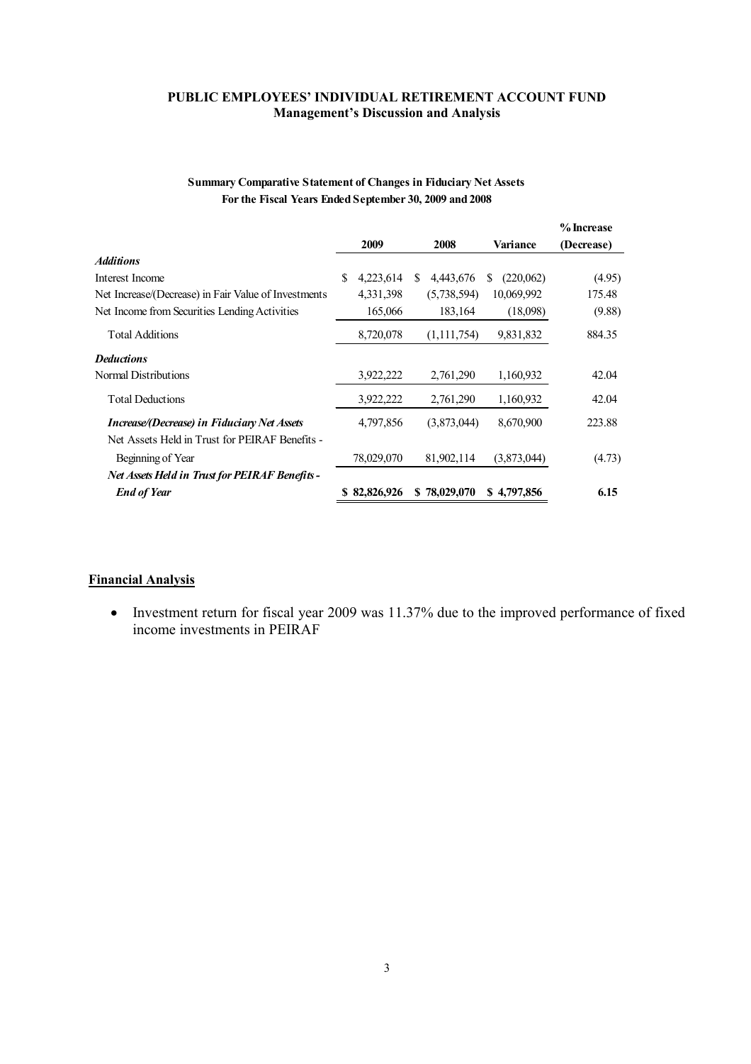**PUBLIC EMPLOYEES' INDIVIDUAL RETIREMENT ACCOUNT FUND**
**Management's Discussion and Analysis**

**Summary Comparative Statement of Changes in Fiduciary Net Assets**
**For the Fiscal Years Ended September 30, 2009 and 2008**

| | 2009 | 2008 | Variance | % Increase (Decrease) |
|---|---|---|---|---|
| ***Additions*** | | | | |
| Interest Income | $ 4,223,614 | $ 4,443,676 | $ (220,062) | (4.95) |
| Net Increase/(Decrease) in Fair Value of Investments | 4,331,398 | (5,738,594) | 10,069,992 | 175.48 |
| Net Income from Securities Lending Activities | 165,066 | 183,164 | (18,098) | (9.88) |
| Total Additions | 8,720,078 | (1,111,754) | 9,831,832 | 884.35 |
| ***Deductions*** | | | | |
| Normal Distributions | 3,922,222 | 2,761,290 | 1,160,932 | 42.04 |
| Total Deductions | 3,922,222 | 2,761,290 | 1,160,932 | 42.04 |
| ***Increase/(Decrease) in Fiduciary Net Assets*** | 4,797,856 | (3,873,044) | 8,670,900 | 223.88 |
| Net Assets Held in Trust for PEIRAF Benefits - Beginning of Year | 78,029,070 | 81,902,114 | (3,873,044) | (4.73) |
| ***Net Assets Held in Trust for PEIRAF Benefits - End of Year*** | **$ 82,826,926** | **$ 78,029,070** | **$ 4,797,856** | **6.15** |

## Financial Analysis

- Investment return for fiscal year 2009 was 11.37% due to the improved performance of fixed income investments in PEIRAF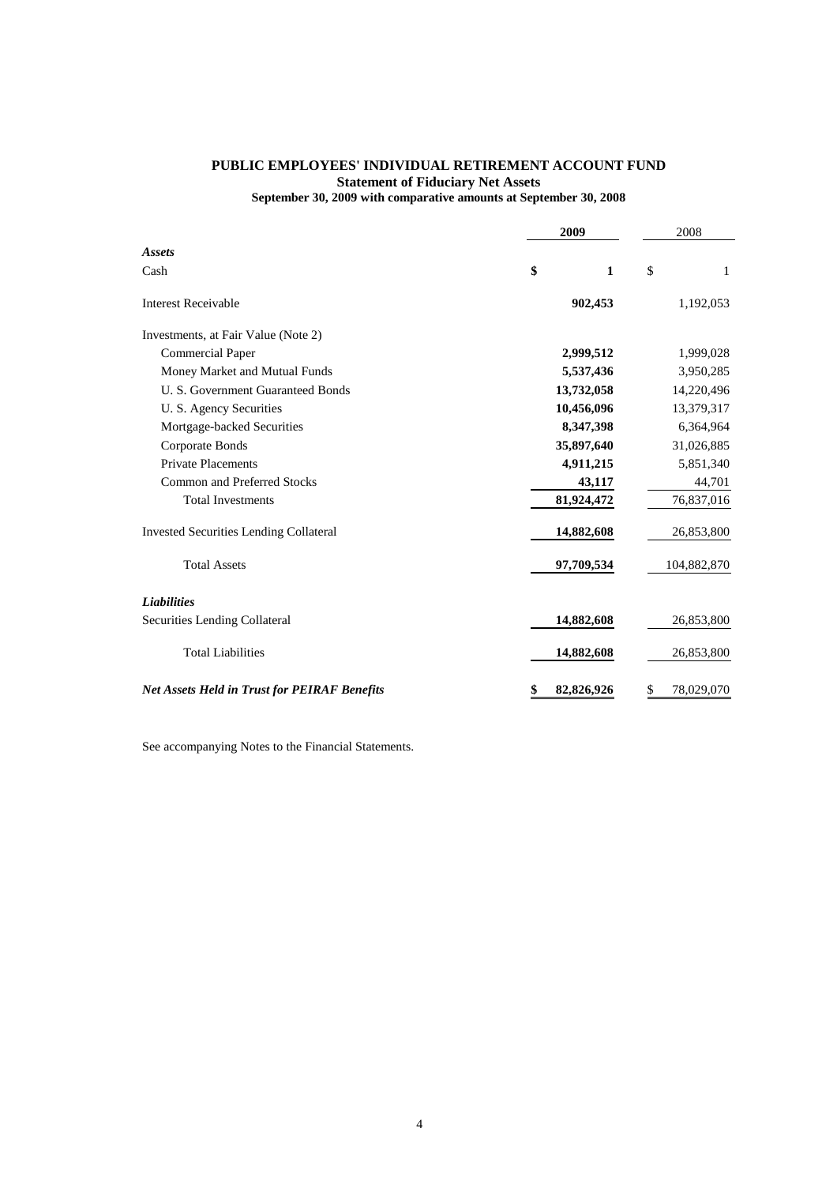# PUBLIC EMPLOYEES' INDIVIDUAL RETIREMENT ACCOUNT FUND

## Statement of Fiduciary Net Assets

**September 30, 2009 with comparative amounts at September 30, 2008**

| | **2009** | 2008 |
|---|---|---|
| ***Assets*** | | |
| Cash | **$ 1** | $ 1 |
| Interest Receivable | **902,453** | 1,192,053 |
| Investments, at Fair Value (Note 2) | | |
| Commercial Paper | **2,999,512** | 1,999,028 |
| Money Market and Mutual Funds | **5,537,436** | 3,950,285 |
| U. S. Government Guaranteed Bonds | **13,732,058** | 14,220,496 |
| U. S. Agency Securities | **10,456,096** | 13,379,317 |
| Mortgage-backed Securities | **8,347,398** | 6,364,964 |
| Corporate Bonds | **35,897,640** | 31,026,885 |
| Private Placements | **4,911,215** | 5,851,340 |
| Common and Preferred Stocks | **43,117** | 44,701 |
| Total Investments | **81,924,472** | 76,837,016 |
| Invested Securities Lending Collateral | **14,882,608** | 26,853,800 |
| Total Assets | **97,709,534** | 104,882,870 |
| ***Liabilities*** | | |
| Securities Lending Collateral | **14,882,608** | 26,853,800 |
| Total Liabilities | **14,882,608** | 26,853,800 |
| ***Net Assets Held in Trust for PEIRAF Benefits*** | **$ 82,826,926** | $ 78,029,070 |

See accompanying Notes to the Financial Statements.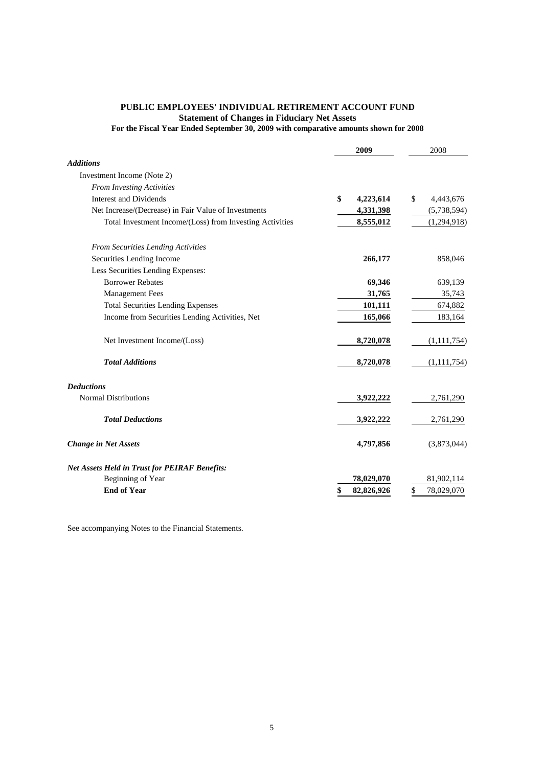**PUBLIC EMPLOYEES' INDIVIDUAL RETIREMENT ACCOUNT FUND**
**Statement of Changes in Fiduciary Net Assets**
**For the Fiscal Year Ended September 30, 2009 with comparative amounts shown for 2008**

| | **2009** | 2008 |
|---|---|---|
| ***Additions*** | | |
| Investment Income (Note 2) | | |
| *From Investing Activities* | | |
| Interest and Dividends | **$ 4,223,614** | $ 4,443,676 |
| Net Increase/(Decrease) in Fair Value of Investments | **4,331,398** | (5,738,594) |
| Total Investment Income/(Loss) from Investing Activities | **8,555,012** | (1,294,918) |
| *From Securities Lending Activities* | | |
| Securities Lending Income | **266,177** | 858,046 |
| Less Securities Lending Expenses: | | |
| Borrower Rebates | **69,346** | 639,139 |
| Management Fees | **31,765** | 35,743 |
| Total Securities Lending Expenses | **101,111** | 674,882 |
| Income from Securities Lending Activities, Net | **165,066** | 183,164 |
| Net Investment Income/(Loss) | **8,720,078** | (1,111,754) |
| ***Total Additions*** | **8,720,078** | (1,111,754) |
| ***Deductions*** | | |
| Normal Distributions | **3,922,222** | 2,761,290 |
| ***Total Deductions*** | **3,922,222** | 2,761,290 |
| ***Change in Net Assets*** | **4,797,856** | (3,873,044) |
| ***Net Assets Held in Trust for PEIRAF Benefits:*** | | |
| Beginning of Year | **78,029,070** | 81,902,114 |
| **End of Year** | **$ 82,826,926** | $ 78,029,070 |

See accompanying Notes to the Financial Statements.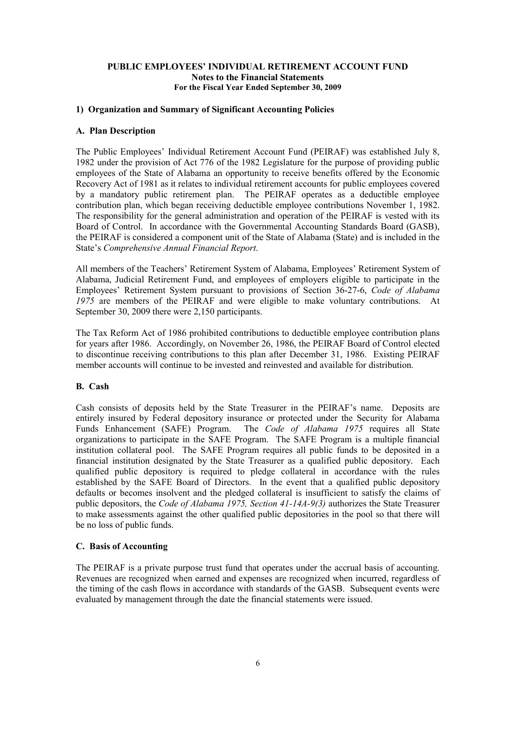**PUBLIC EMPLOYEES' INDIVIDUAL RETIREMENT ACCOUNT FUND**
**Notes to the Financial Statements**
**For the Fiscal Year Ended September 30, 2009**

## 1) Organization and Summary of Significant Accounting Policies

### A. Plan Description

The Public Employees' Individual Retirement Account Fund (PEIRAF) was established July 8, 1982 under the provision of Act 776 of the 1982 Legislature for the purpose of providing public employees of the State of Alabama an opportunity to receive benefits offered by the Economic Recovery Act of 1981 as it relates to individual retirement accounts for public employees covered by a mandatory public retirement plan. The PEIRAF operates as a deductible employee contribution plan, which began receiving deductible employee contributions November 1, 1982. The responsibility for the general administration and operation of the PEIRAF is vested with its Board of Control. In accordance with the Governmental Accounting Standards Board (GASB), the PEIRAF is considered a component unit of the State of Alabama (State) and is included in the State's *Comprehensive Annual Financial Report*.

All members of the Teachers' Retirement System of Alabama, Employees' Retirement System of Alabama, Judicial Retirement Fund, and employees of employers eligible to participate in the Employees' Retirement System pursuant to provisions of Section 36-27-6, *Code of Alabama 1975* are members of the PEIRAF and were eligible to make voluntary contributions. At September 30, 2009 there were 2,150 participants.

The Tax Reform Act of 1986 prohibited contributions to deductible employee contribution plans for years after 1986. Accordingly, on November 26, 1986, the PEIRAF Board of Control elected to discontinue receiving contributions to this plan after December 31, 1986. Existing PEIRAF member accounts will continue to be invested and reinvested and available for distribution.

### B. Cash

Cash consists of deposits held by the State Treasurer in the PEIRAF's name. Deposits are entirely insured by Federal depository insurance or protected under the Security for Alabama Funds Enhancement (SAFE) Program. The *Code of Alabama 1975* requires all State organizations to participate in the SAFE Program. The SAFE Program is a multiple financial institution collateral pool. The SAFE Program requires all public funds to be deposited in a financial institution designated by the State Treasurer as a qualified public depository. Each qualified public depository is required to pledge collateral in accordance with the rules established by the SAFE Board of Directors. In the event that a qualified public depository defaults or becomes insolvent and the pledged collateral is insufficient to satisfy the claims of public depositors, the *Code of Alabama 1975, Section 41-14A-9(3)* authorizes the State Treasurer to make assessments against the other qualified public depositories in the pool so that there will be no loss of public funds.

### C. Basis of Accounting

The PEIRAF is a private purpose trust fund that operates under the accrual basis of accounting. Revenues are recognized when earned and expenses are recognized when incurred, regardless of the timing of the cash flows in accordance with standards of the GASB. Subsequent events were evaluated by management through the date the financial statements were issued.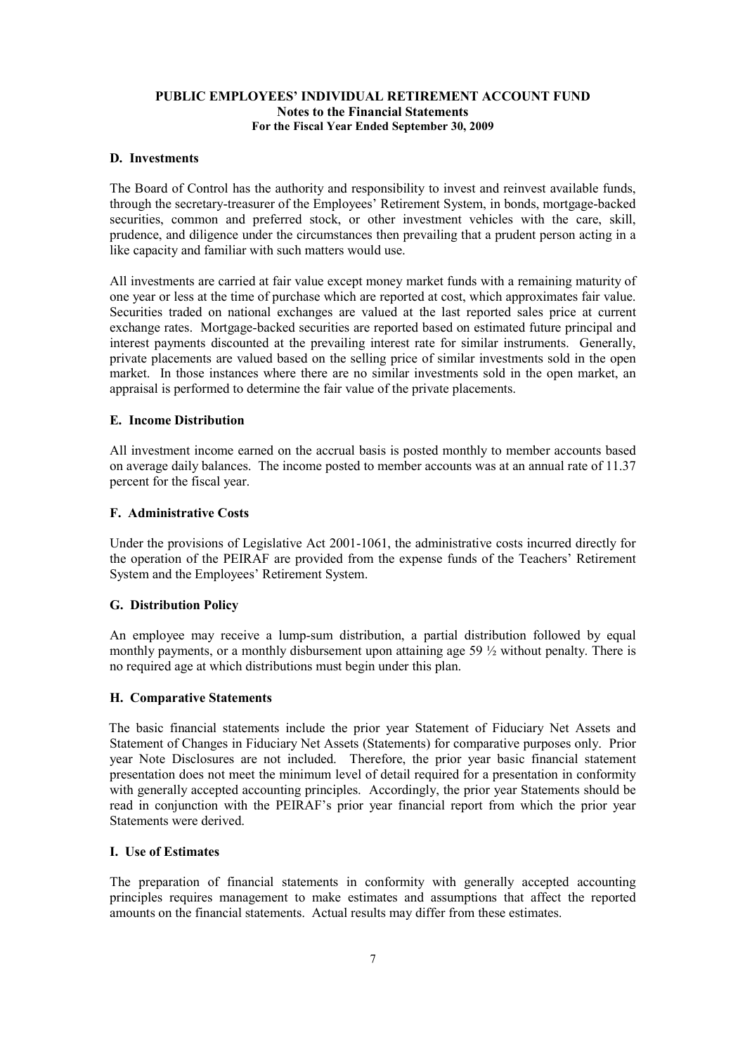**PUBLIC EMPLOYEES' INDIVIDUAL RETIREMENT ACCOUNT FUND**
**Notes to the Financial Statements**
**For the Fiscal Year Ended September 30, 2009**

### D. Investments

The Board of Control has the authority and responsibility to invest and reinvest available funds, through the secretary-treasurer of the Employees' Retirement System, in bonds, mortgage-backed securities, common and preferred stock, or other investment vehicles with the care, skill, prudence, and diligence under the circumstances then prevailing that a prudent person acting in a like capacity and familiar with such matters would use.

All investments are carried at fair value except money market funds with a remaining maturity of one year or less at the time of purchase which are reported at cost, which approximates fair value. Securities traded on national exchanges are valued at the last reported sales price at current exchange rates. Mortgage-backed securities are reported based on estimated future principal and interest payments discounted at the prevailing interest rate for similar instruments. Generally, private placements are valued based on the selling price of similar investments sold in the open market. In those instances where there are no similar investments sold in the open market, an appraisal is performed to determine the fair value of the private placements.

### E. Income Distribution

All investment income earned on the accrual basis is posted monthly to member accounts based on average daily balances. The income posted to member accounts was at an annual rate of 11.37 percent for the fiscal year.

### F. Administrative Costs

Under the provisions of Legislative Act 2001-1061, the administrative costs incurred directly for the operation of the PEIRAF are provided from the expense funds of the Teachers' Retirement System and the Employees' Retirement System.

### G. Distribution Policy

An employee may receive a lump-sum distribution, a partial distribution followed by equal monthly payments, or a monthly disbursement upon attaining age 59 ½ without penalty. There is no required age at which distributions must begin under this plan.

### H. Comparative Statements

The basic financial statements include the prior year Statement of Fiduciary Net Assets and Statement of Changes in Fiduciary Net Assets (Statements) for comparative purposes only. Prior year Note Disclosures are not included. Therefore, the prior year basic financial statement presentation does not meet the minimum level of detail required for a presentation in conformity with generally accepted accounting principles. Accordingly, the prior year Statements should be read in conjunction with the PEIRAF's prior year financial report from which the prior year Statements were derived.

### I. Use of Estimates

The preparation of financial statements in conformity with generally accepted accounting principles requires management to make estimates and assumptions that affect the reported amounts on the financial statements. Actual results may differ from these estimates.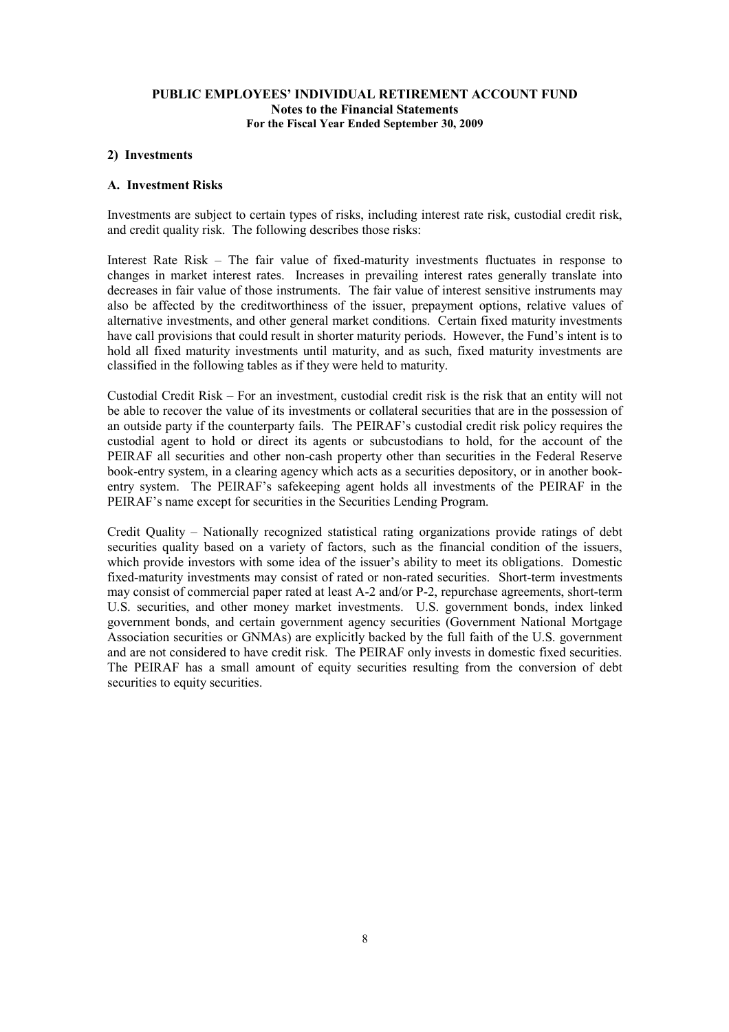## 2) Investments

### A. Investment Risks

Investments are subject to certain types of risks, including interest rate risk, custodial credit risk, and credit quality risk. The following describes those risks:

Interest Rate Risk – The fair value of fixed-maturity investments fluctuates in response to changes in market interest rates. Increases in prevailing interest rates generally translate into decreases in fair value of those instruments. The fair value of interest sensitive instruments may also be affected by the creditworthiness of the issuer, prepayment options, relative values of alternative investments, and other general market conditions. Certain fixed maturity investments have call provisions that could result in shorter maturity periods. However, the Fund's intent is to hold all fixed maturity investments until maturity, and as such, fixed maturity investments are classified in the following tables as if they were held to maturity.

Custodial Credit Risk – For an investment, custodial credit risk is the risk that an entity will not be able to recover the value of its investments or collateral securities that are in the possession of an outside party if the counterparty fails. The PEIRAF's custodial credit risk policy requires the custodial agent to hold or direct its agents or subcustodians to hold, for the account of the PEIRAF all securities and other non-cash property other than securities in the Federal Reserve book-entry system, in a clearing agency which acts as a securities depository, or in another book-entry system. The PEIRAF's safekeeping agent holds all investments of the PEIRAF in the PEIRAF's name except for securities in the Securities Lending Program.

Credit Quality – Nationally recognized statistical rating organizations provide ratings of debt securities quality based on a variety of factors, such as the financial condition of the issuers, which provide investors with some idea of the issuer's ability to meet its obligations. Domestic fixed-maturity investments may consist of rated or non-rated securities. Short-term investments may consist of commercial paper rated at least A-2 and/or P-2, repurchase agreements, short-term U.S. securities, and other money market investments. U.S. government bonds, index linked government bonds, and certain government agency securities (Government National Mortgage Association securities or GNMAs) are explicitly backed by the full faith of the U.S. government and are not considered to have credit risk. The PEIRAF only invests in domestic fixed securities. The PEIRAF has a small amount of equity securities resulting from the conversion of debt securities to equity securities.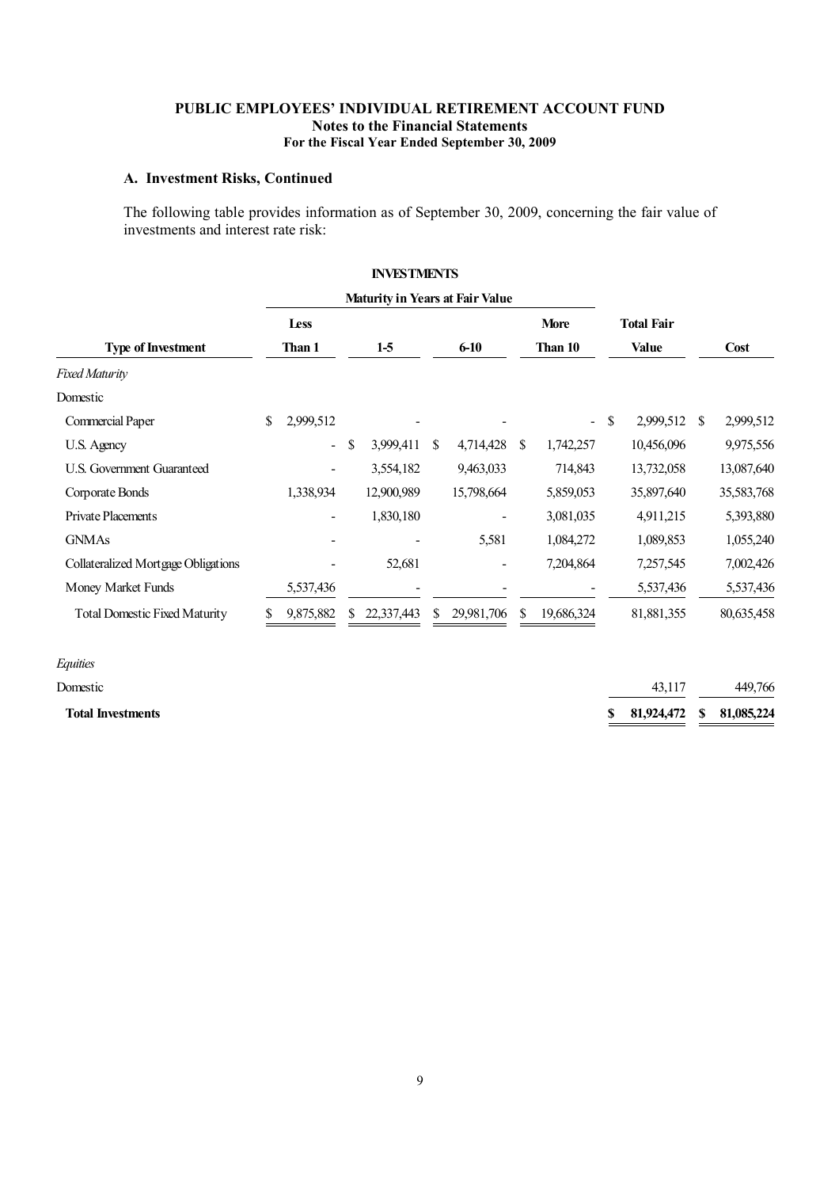**PUBLIC EMPLOYEES' INDIVIDUAL RETIREMENT ACCOUNT FUND**
**Notes to the Financial Statements**
**For the Fiscal Year Ended September 30, 2009**

### A. Investment Risks, Continued

The following table provides information as of September 30, 2009, concerning the fair value of investments and interest rate risk:

**INVESTMENTS**

| | Maturity in Years at Fair Value | | | | | |
|---|---|---|---|---|---|---|
| **Type of Investment** | **Less Than 1** | **1-5** | **6-10** | **More Than 10** | **Total Fair Value** | **Cost** |
| *Fixed Maturity* | | | | | | |
| Domestic | | | | | | |
| Commercial Paper | $ 2,999,512 | - | - | - | $ 2,999,512 | $ 2,999,512 |
| U.S. Agency | - | $ 3,999,411 | $ 4,714,428 | $ 1,742,257 | 10,456,096 | 9,975,556 |
| U.S. Government Guaranteed | - | 3,554,182 | 9,463,033 | 714,843 | 13,732,058 | 13,087,640 |
| Corporate Bonds | 1,338,934 | 12,900,989 | 15,798,664 | 5,859,053 | 35,897,640 | 35,583,768 |
| Private Placements | - | 1,830,180 | - | 3,081,035 | 4,911,215 | 5,393,880 |
| GNMAs | - | - | 5,581 | 1,084,272 | 1,089,853 | 1,055,240 |
| Collateralized Mortgage Obligations | - | 52,681 | - | 7,204,864 | 7,257,545 | 7,002,426 |
| Money Market Funds | 5,537,436 | - | - | - | 5,537,436 | 5,537,436 |
| Total Domestic Fixed Maturity | $ 9,875,882 | $ 22,337,443 | $ 29,981,706 | $ 19,686,324 | 81,881,355 | 80,635,458 |
| *Equities* | | | | | | |
| Domestic | | | | | 43,117 | 449,766 |
| **Total Investments** | | | | | **$ 81,924,472** | **$ 81,085,224** |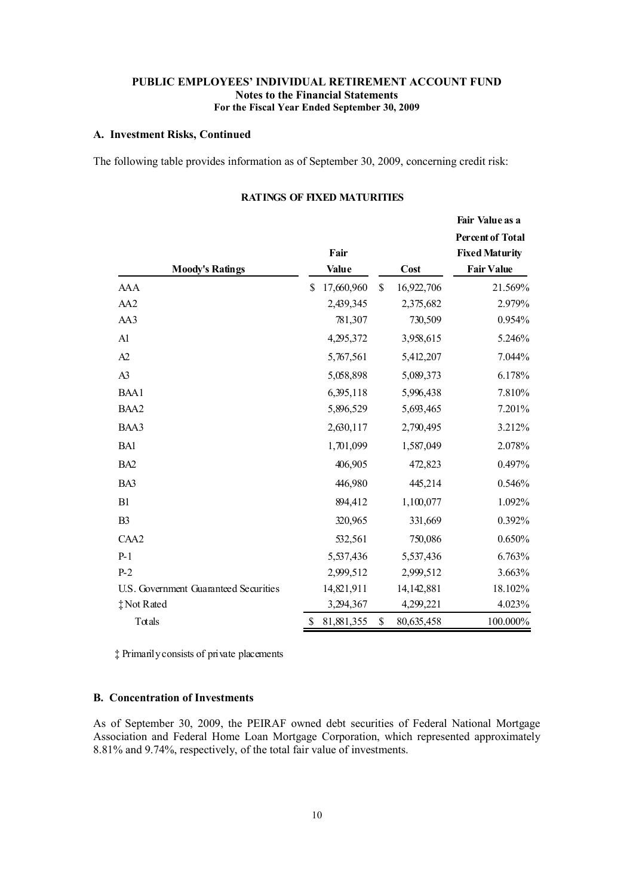**PUBLIC EMPLOYEES' INDIVIDUAL RETIREMENT ACCOUNT FUND**
**Notes to the Financial Statements**
**For the Fiscal Year Ended September 30, 2009**

### A. Investment Risks, Continued

The following table provides information as of September 30, 2009, concerning credit risk:

**RATINGS OF FIXED MATURITIES**

| Moody's Ratings | Fair Value | Cost | Fair Value as a Percent of Total Fixed Maturity Fair Value |
|---|---|---|---|
| AAA | $ 17,660,960 | $ 16,922,706 | 21.569% |
| AA2 | 2,439,345 | 2,375,682 | 2.979% |
| AA3 | 781,307 | 730,509 | 0.954% |
| A1 | 4,295,372 | 3,958,615 | 5.246% |
| A2 | 5,767,561 | 5,412,207 | 7.044% |
| A3 | 5,058,898 | 5,089,373 | 6.178% |
| BAA1 | 6,395,118 | 5,996,438 | 7.810% |
| BAA2 | 5,896,529 | 5,693,465 | 7.201% |
| BAA3 | 2,630,117 | 2,790,495 | 3.212% |
| BA1 | 1,701,099 | 1,587,049 | 2.078% |
| BA2 | 406,905 | 472,823 | 0.497% |
| BA3 | 446,980 | 445,214 | 0.546% |
| B1 | 894,412 | 1,100,077 | 1.092% |
| B3 | 320,965 | 331,669 | 0.392% |
| CAA2 | 532,561 | 750,086 | 0.650% |
| P-1 | 5,537,436 | 5,537,436 | 6.763% |
| P-2 | 2,999,512 | 2,999,512 | 3.663% |
| U.S. Government Guaranteed Securities | 14,821,911 | 14,142,881 | 18.102% |
| ‡ Not Rated | 3,294,367 | 4,299,221 | 4.023% |
| Totals | $ 81,881,355 | $ 80,635,458 | 100.000% |

‡ Primarily consists of private placements

### B. Concentration of Investments

As of September 30, 2009, the PEIRAF owned debt securities of Federal National Mortgage Association and Federal Home Loan Mortgage Corporation, which represented approximately 8.81% and 9.74%, respectively, of the total fair value of investments.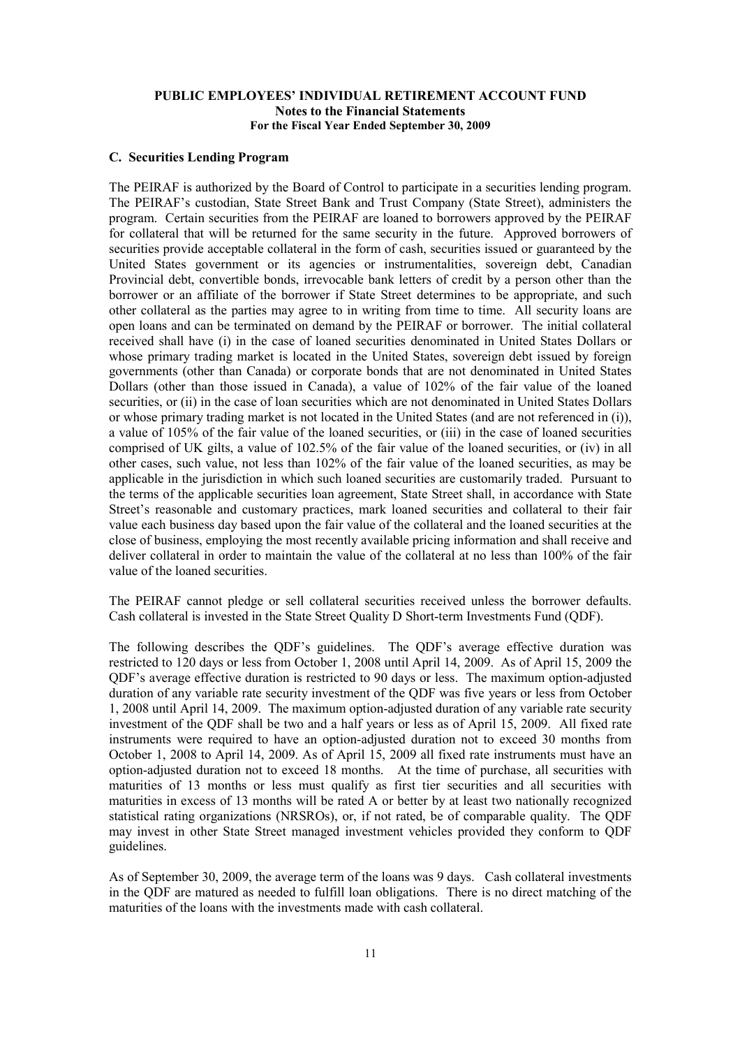# PUBLIC EMPLOYEES' INDIVIDUAL RETIREMENT ACCOUNT FUND

## Notes to the Financial Statements

### For the Fiscal Year Ended September 30, 2009

**C. Securities Lending Program**

The PEIRAF is authorized by the Board of Control to participate in a securities lending program. The PEIRAF's custodian, State Street Bank and Trust Company (State Street), administers the program. Certain securities from the PEIRAF are loaned to borrowers approved by the PEIRAF for collateral that will be returned for the same security in the future. Approved borrowers of securities provide acceptable collateral in the form of cash, securities issued or guaranteed by the United States government or its agencies or instrumentalities, sovereign debt, Canadian Provincial debt, convertible bonds, irrevocable bank letters of credit by a person other than the borrower or an affiliate of the borrower if State Street determines to be appropriate, and such other collateral as the parties may agree to in writing from time to time. All security loans are open loans and can be terminated on demand by the PEIRAF or borrower. The initial collateral received shall have (i) in the case of loaned securities denominated in United States Dollars or whose primary trading market is located in the United States, sovereign debt issued by foreign governments (other than Canada) or corporate bonds that are not denominated in United States Dollars (other than those issued in Canada), a value of 102% of the fair value of the loaned securities, or (ii) in the case of loan securities which are not denominated in United States Dollars or whose primary trading market is not located in the United States (and are not referenced in (i)), a value of 105% of the fair value of the loaned securities, or (iii) in the case of loaned securities comprised of UK gilts, a value of 102.5% of the fair value of the loaned securities, or (iv) in all other cases, such value, not less than 102% of the fair value of the loaned securities, as may be applicable in the jurisdiction in which such loaned securities are customarily traded. Pursuant to the terms of the applicable securities loan agreement, State Street shall, in accordance with State Street's reasonable and customary practices, mark loaned securities and collateral to their fair value each business day based upon the fair value of the collateral and the loaned securities at the close of business, employing the most recently available pricing information and shall receive and deliver collateral in order to maintain the value of the collateral at no less than 100% of the fair value of the loaned securities.

The PEIRAF cannot pledge or sell collateral securities received unless the borrower defaults. Cash collateral is invested in the State Street Quality D Short-term Investments Fund (QDF).

The following describes the QDF's guidelines. The QDF's average effective duration was restricted to 120 days or less from October 1, 2008 until April 14, 2009. As of April 15, 2009 the QDF's average effective duration is restricted to 90 days or less. The maximum option-adjusted duration of any variable rate security investment of the QDF was five years or less from October 1, 2008 until April 14, 2009. The maximum option-adjusted duration of any variable rate security investment of the QDF shall be two and a half years or less as of April 15, 2009. All fixed rate instruments were required to have an option-adjusted duration not to exceed 30 months from October 1, 2008 to April 14, 2009. As of April 15, 2009 all fixed rate instruments must have an option-adjusted duration not to exceed 18 months. At the time of purchase, all securities with maturities of 13 months or less must qualify as first tier securities and all securities with maturities in excess of 13 months will be rated A or better by at least two nationally recognized statistical rating organizations (NRSROs), or, if not rated, be of comparable quality. The QDF may invest in other State Street managed investment vehicles provided they conform to QDF guidelines.

As of September 30, 2009, the average term of the loans was 9 days. Cash collateral investments in the QDF are matured as needed to fulfill loan obligations. There is no direct matching of the maturities of the loans with the investments made with cash collateral.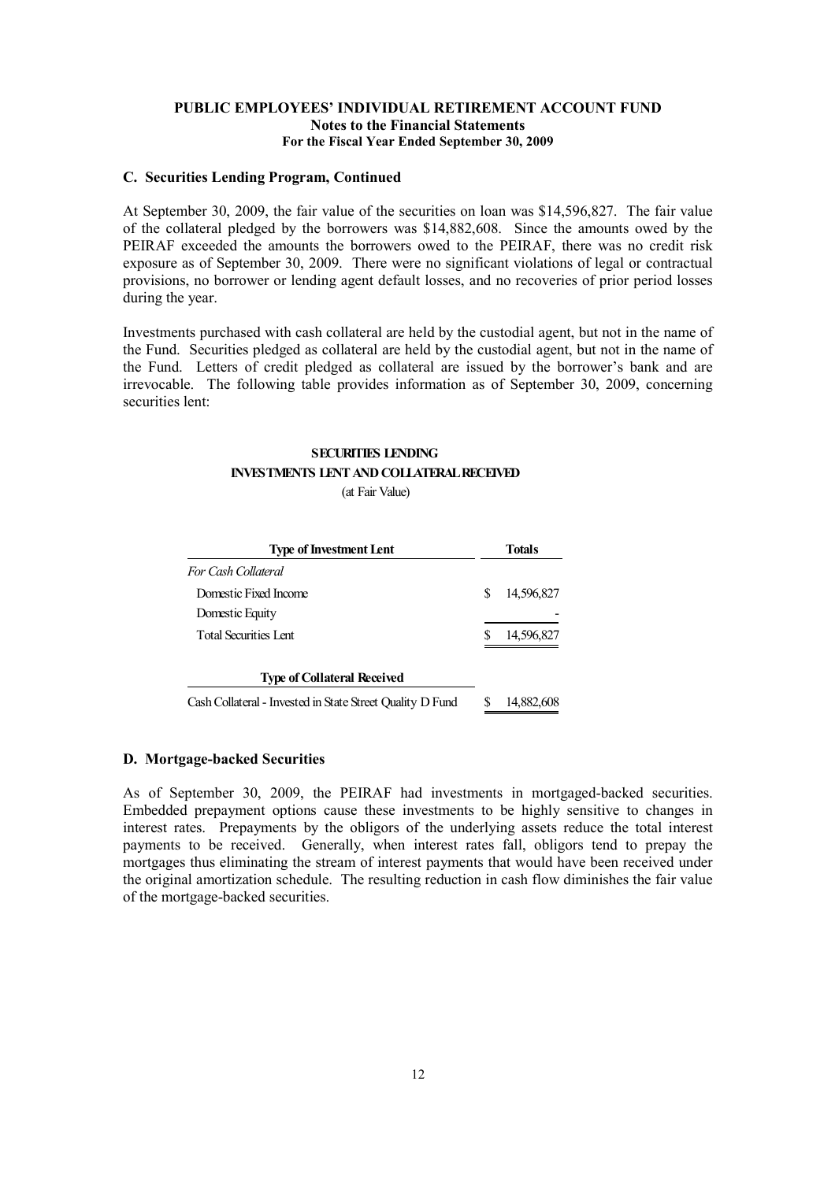### C. Securities Lending Program, Continued

At September 30, 2009, the fair value of the securities on loan was $14,596,827. The fair value of the collateral pledged by the borrowers was $14,882,608. Since the amounts owed by the PEIRAF exceeded the amounts the borrowers owed to the PEIRAF, there was no credit risk exposure as of September 30, 2009. There were no significant violations of legal or contractual provisions, no borrower or lending agent default losses, and no recoveries of prior period losses during the year.

Investments purchased with cash collateral are held by the custodial agent, but not in the name of the Fund. Securities pledged as collateral are held by the custodial agent, but not in the name of the Fund. Letters of credit pledged as collateral are issued by the borrower's bank and are irrevocable. The following table provides information as of September 30, 2009, concerning securities lent:

**SECURITIES LENDING**
**INVESTMENTS LENT AND COLLATERAL RECEIVED**
(at Fair Value)

| Type of Investment Lent | Totals |
|---|---|
| *For Cash Collateral* | |
| Domestic Fixed Income | $ 14,596,827 |
| Domestic Equity | - |
| Total Securities Lent | $ 14,596,827 |
| **Type of Collateral Received** | |
| Cash Collateral - Invested in State Street Quality D Fund | $ 14,882,608 |

### D. Mortgage-backed Securities

As of September 30, 2009, the PEIRAF had investments in mortgaged-backed securities. Embedded prepayment options cause these investments to be highly sensitive to changes in interest rates. Prepayments by the obligors of the underlying assets reduce the total interest payments to be received. Generally, when interest rates fall, obligors tend to prepay the mortgages thus eliminating the stream of interest payments that would have been received under the original amortization schedule. The resulting reduction in cash flow diminishes the fair value of the mortgage-backed securities.